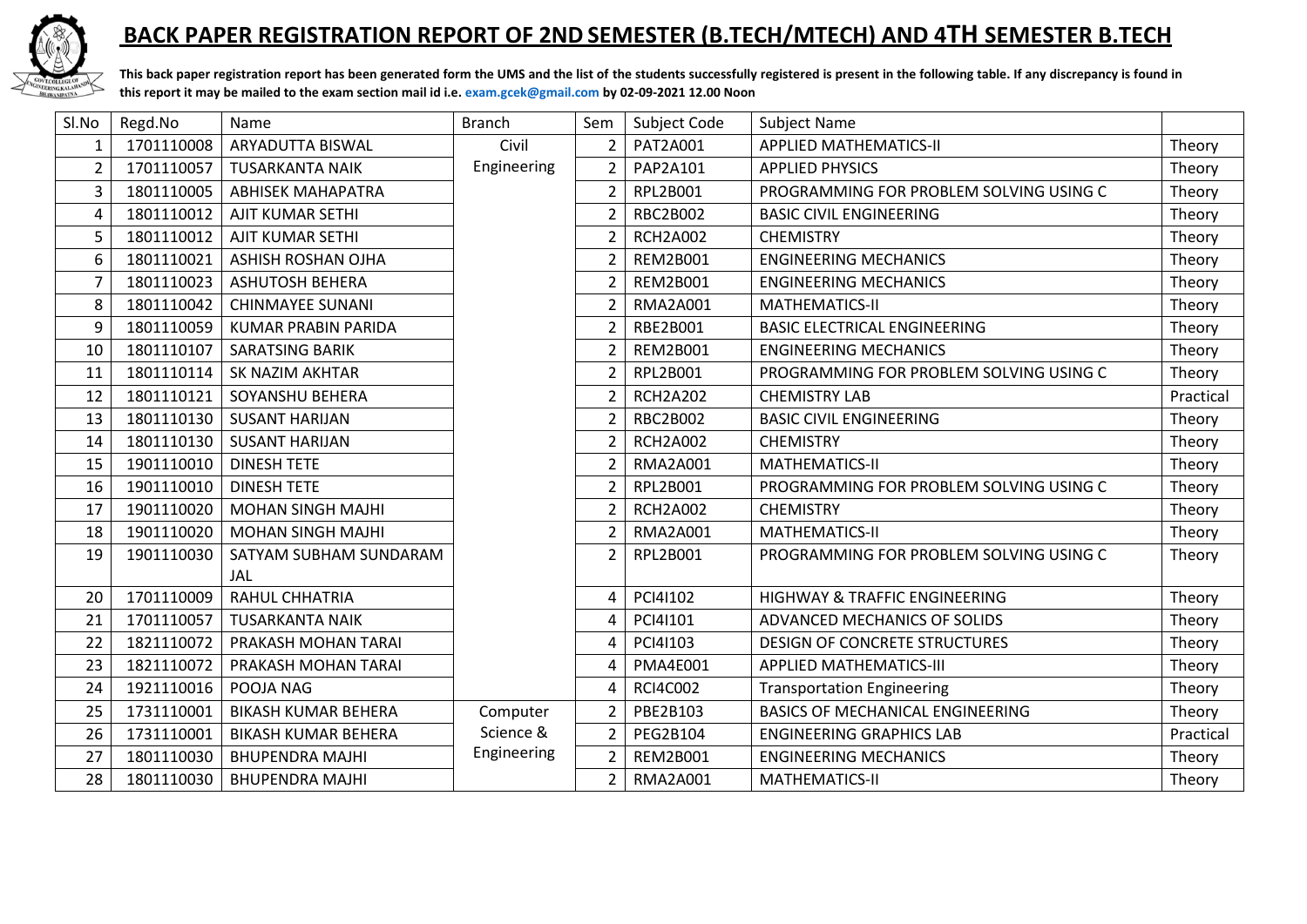# BACK PAPER REGISTRATION REPORT OF 2ND SEMESTER (B.TECH/MTECH) AND 4TH SEMESTER B.TECH

**This back paper registration report has been generated form the UMS and the list of the students successfully registered is present in the following table. If any discrepancy is found in this report it may be mailed to the exam section mail id i.e. exam.gcek@gmail.com by 02-09-2021 12.00 Noon**

| Sl.No | Regd.No | Name | Branch | Sem | Subject Code | Subject Name | |
|---|---|---|---|---|---|---|---|
| 1 | 1701110008 | ARYADUTTA BISWAL | Civil Engineering | 2 | PAT2A001 | APPLIED MATHEMATICS-II | Theory |
| 2 | 1701110057 | TUSARKANTA NAIK | | 2 | PAP2A101 | APPLIED PHYSICS | Theory |
| 3 | 1801110005 | ABHISEK MAHAPATRA | | 2 | RPL2B001 | PROGRAMMING FOR PROBLEM SOLVING USING C | Theory |
| 4 | 1801110012 | AJIT KUMAR SETHI | | 2 | RBC2B002 | BASIC CIVIL ENGINEERING | Theory |
| 5 | 1801110012 | AJIT KUMAR SETHI | | 2 | RCH2A002 | CHEMISTRY | Theory |
| 6 | 1801110021 | ASHISH ROSHAN OJHA | | 2 | REM2B001 | ENGINEERING MECHANICS | Theory |
| 7 | 1801110023 | ASHUTOSH BEHERA | | 2 | REM2B001 | ENGINEERING MECHANICS | Theory |
| 8 | 1801110042 | CHINMAYEE SUNANI | | 2 | RMA2A001 | MATHEMATICS-II | Theory |
| 9 | 1801110059 | KUMAR PRABIN PARIDA | | 2 | RBE2B001 | BASIC ELECTRICAL ENGINEERING | Theory |
| 10 | 1801110107 | SARATSING BARIK | | 2 | REM2B001 | ENGINEERING MECHANICS | Theory |
| 11 | 1801110114 | SK NAZIM AKHTAR | | 2 | RPL2B001 | PROGRAMMING FOR PROBLEM SOLVING USING C | Theory |
| 12 | 1801110121 | SOYANSHU BEHERA | | 2 | RCH2A202 | CHEMISTRY LAB | Practical |
| 13 | 1801110130 | SUSANT HARIJAN | | 2 | RBC2B002 | BASIC CIVIL ENGINEERING | Theory |
| 14 | 1801110130 | SUSANT HARIJAN | | 2 | RCH2A002 | CHEMISTRY | Theory |
| 15 | 1901110010 | DINESH TETE | | 2 | RMA2A001 | MATHEMATICS-II | Theory |
| 16 | 1901110010 | DINESH TETE | | 2 | RPL2B001 | PROGRAMMING FOR PROBLEM SOLVING USING C | Theory |
| 17 | 1901110020 | MOHAN SINGH MAJHI | | 2 | RCH2A002 | CHEMISTRY | Theory |
| 18 | 1901110020 | MOHAN SINGH MAJHI | | 2 | RMA2A001 | MATHEMATICS-II | Theory |
| 19 | 1901110030 | SATYAM SUBHAM SUNDARAM JAL | | 2 | RPL2B001 | PROGRAMMING FOR PROBLEM SOLVING USING C | Theory |
| 20 | 1701110009 | RAHUL CHHATRIA | | 4 | PCI4I102 | HIGHWAY & TRAFFIC ENGINEERING | Theory |
| 21 | 1701110057 | TUSARKANTA NAIK | | 4 | PCI4I101 | ADVANCED MECHANICS OF SOLIDS | Theory |
| 22 | 1821110072 | PRAKASH MOHAN TARAI | | 4 | PCI4I103 | DESIGN OF CONCRETE STRUCTURES | Theory |
| 23 | 1821110072 | PRAKASH MOHAN TARAI | | 4 | PMA4E001 | APPLIED MATHEMATICS-III | Theory |
| 24 | 1921110016 | POOJA NAG | | 4 | RCI4C002 | Transportation Engineering | Theory |
| 25 | 1731110001 | BIKASH KUMAR BEHERA | Computer Science & Engineering | 2 | PBE2B103 | BASICS OF MECHANICAL ENGINEERING | Theory |
| 26 | 1731110001 | BIKASH KUMAR BEHERA | | 2 | PEG2B104 | ENGINEERING GRAPHICS LAB | Practical |
| 27 | 1801110030 | BHUPENDRA MAJHI | | 2 | REM2B001 | ENGINEERING MECHANICS | Theory |
| 28 | 1801110030 | BHUPENDRA MAJHI | | 2 | RMA2A001 | MATHEMATICS-II | Theory |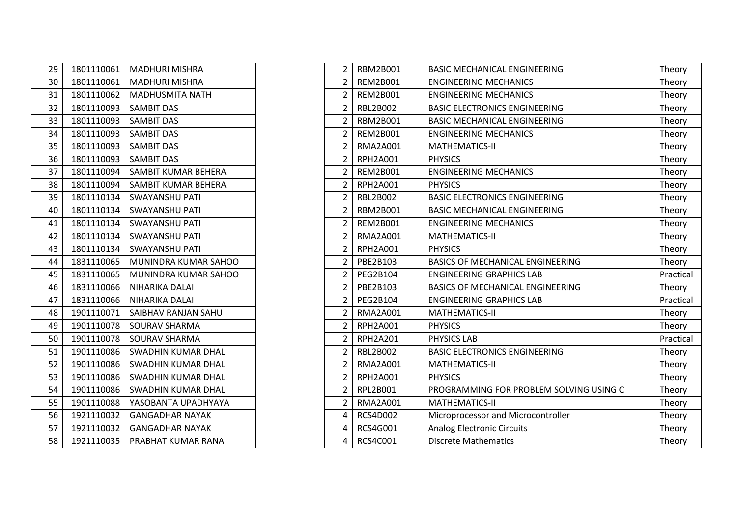| | | | | | | | |
|---|---|---|---|---|---|---|---|
| 29 | 1801110061 | MADHURI MISHRA | | 2 | RBM2B001 | BASIC MECHANICAL ENGINEERING | Theory |
| 30 | 1801110061 | MADHURI MISHRA | | 2 | REM2B001 | ENGINEERING MECHANICS | Theory |
| 31 | 1801110062 | MADHUSMITA NATH | | 2 | REM2B001 | ENGINEERING MECHANICS | Theory |
| 32 | 1801110093 | SAMBIT DAS | | 2 | RBL2B002 | BASIC ELECTRONICS ENGINEERING | Theory |
| 33 | 1801110093 | SAMBIT DAS | | 2 | RBM2B001 | BASIC MECHANICAL ENGINEERING | Theory |
| 34 | 1801110093 | SAMBIT DAS | | 2 | REM2B001 | ENGINEERING MECHANICS | Theory |
| 35 | 1801110093 | SAMBIT DAS | | 2 | RMA2A001 | MATHEMATICS-II | Theory |
| 36 | 1801110093 | SAMBIT DAS | | 2 | RPH2A001 | PHYSICS | Theory |
| 37 | 1801110094 | SAMBIT KUMAR BEHERA | | 2 | REM2B001 | ENGINEERING MECHANICS | Theory |
| 38 | 1801110094 | SAMBIT KUMAR BEHERA | | 2 | RPH2A001 | PHYSICS | Theory |
| 39 | 1801110134 | SWAYANSHU PATI | | 2 | RBL2B002 | BASIC ELECTRONICS ENGINEERING | Theory |
| 40 | 1801110134 | SWAYANSHU PATI | | 2 | RBM2B001 | BASIC MECHANICAL ENGINEERING | Theory |
| 41 | 1801110134 | SWAYANSHU PATI | | 2 | REM2B001 | ENGINEERING MECHANICS | Theory |
| 42 | 1801110134 | SWAYANSHU PATI | | 2 | RMA2A001 | MATHEMATICS-II | Theory |
| 43 | 1801110134 | SWAYANSHU PATI | | 2 | RPH2A001 | PHYSICS | Theory |
| 44 | 1831110065 | MUNINDRA KUMAR SAHOO | | 2 | PBE2B103 | BASICS OF MECHANICAL ENGINEERING | Theory |
| 45 | 1831110065 | MUNINDRA KUMAR SAHOO | | 2 | PEG2B104 | ENGINEERING GRAPHICS LAB | Practical |
| 46 | 1831110066 | NIHARIKA DALAI | | 2 | PBE2B103 | BASICS OF MECHANICAL ENGINEERING | Theory |
| 47 | 1831110066 | NIHARIKA DALAI | | 2 | PEG2B104 | ENGINEERING GRAPHICS LAB | Practical |
| 48 | 1901110071 | SAIBHAV RANJAN SAHU | | 2 | RMA2A001 | MATHEMATICS-II | Theory |
| 49 | 1901110078 | SOURAV SHARMA | | 2 | RPH2A001 | PHYSICS | Theory |
| 50 | 1901110078 | SOURAV SHARMA | | 2 | RPH2A201 | PHYSICS LAB | Practical |
| 51 | 1901110086 | SWADHIN KUMAR DHAL | | 2 | RBL2B002 | BASIC ELECTRONICS ENGINEERING | Theory |
| 52 | 1901110086 | SWADHIN KUMAR DHAL | | 2 | RMA2A001 | MATHEMATICS-II | Theory |
| 53 | 1901110086 | SWADHIN KUMAR DHAL | | 2 | RPH2A001 | PHYSICS | Theory |
| 54 | 1901110086 | SWADHIN KUMAR DHAL | | 2 | RPL2B001 | PROGRAMMING FOR PROBLEM SOLVING USING C | Theory |
| 55 | 1901110088 | YASOBANTA UPADHYAYA | | 2 | RMA2A001 | MATHEMATICS-II | Theory |
| 56 | 1921110032 | GANGADHAR NAYAK | | 4 | RCS4D002 | Microprocessor and Microcontroller | Theory |
| 57 | 1921110032 | GANGADHAR NAYAK | | 4 | RCS4G001 | Analog Electronic Circuits | Theory |
| 58 | 1921110035 | PRABHAT KUMAR RANA | | 4 | RCS4C001 | Discrete Mathematics | Theory |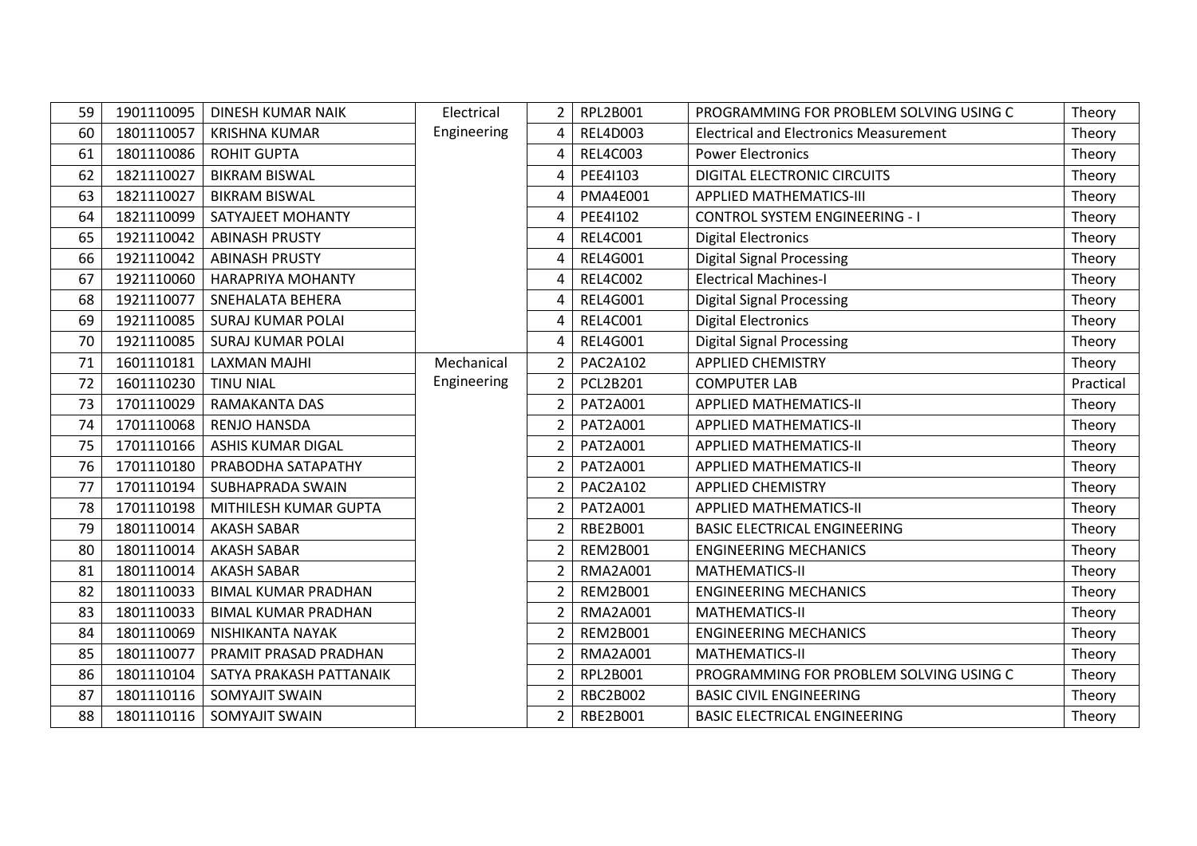| 59 | 1901110095 | DINESH KUMAR NAIK | Electrical Engineering | 2 | RPL2B001 | PROGRAMMING FOR PROBLEM SOLVING USING C | Theory |
|---|---|---|---|---|---|---|---|
| 60 | 1801110057 | KRISHNA KUMAR | | 4 | REL4D003 | Electrical and Electronics Measurement | Theory |
| 61 | 1801110086 | ROHIT GUPTA | | 4 | REL4C003 | Power Electronics | Theory |
| 62 | 1821110027 | BIKRAM BISWAL | | 4 | PEE4I103 | DIGITAL ELECTRONIC CIRCUITS | Theory |
| 63 | 1821110027 | BIKRAM BISWAL | | 4 | PMA4E001 | APPLIED MATHEMATICS-III | Theory |
| 64 | 1821110099 | SATYAJEET MOHANTY | | 4 | PEE4I102 | CONTROL SYSTEM ENGINEERING - I | Theory |
| 65 | 1921110042 | ABINASH PRUSTY | | 4 | REL4C001 | Digital Electronics | Theory |
| 66 | 1921110042 | ABINASH PRUSTY | | 4 | REL4G001 | Digital Signal Processing | Theory |
| 67 | 1921110060 | HARAPRIYA MOHANTY | | 4 | REL4C002 | Electrical Machines-I | Theory |
| 68 | 1921110077 | SNEHALATA BEHERA | | 4 | REL4G001 | Digital Signal Processing | Theory |
| 69 | 1921110085 | SURAJ KUMAR POLAI | | 4 | REL4C001 | Digital Electronics | Theory |
| 70 | 1921110085 | SURAJ KUMAR POLAI | | 4 | REL4G001 | Digital Signal Processing | Theory |
| 71 | 1601110181 | LAXMAN MAJHI | Mechanical Engineering | 2 | PAC2A102 | APPLIED CHEMISTRY | Theory |
| 72 | 1601110230 | TINU NIAL | | 2 | PCL2B201 | COMPUTER LAB | Practical |
| 73 | 1701110029 | RAMAKANTA DAS | | 2 | PAT2A001 | APPLIED MATHEMATICS-II | Theory |
| 74 | 1701110068 | RENJO HANSDA | | 2 | PAT2A001 | APPLIED MATHEMATICS-II | Theory |
| 75 | 1701110166 | ASHIS KUMAR DIGAL | | 2 | PAT2A001 | APPLIED MATHEMATICS-II | Theory |
| 76 | 1701110180 | PRABODHA SATAPATHY | | 2 | PAT2A001 | APPLIED MATHEMATICS-II | Theory |
| 77 | 1701110194 | SUBHAPRADA SWAIN | | 2 | PAC2A102 | APPLIED CHEMISTRY | Theory |
| 78 | 1701110198 | MITHILESH KUMAR GUPTA | | 2 | PAT2A001 | APPLIED MATHEMATICS-II | Theory |
| 79 | 1801110014 | AKASH SABAR | | 2 | RBE2B001 | BASIC ELECTRICAL ENGINEERING | Theory |
| 80 | 1801110014 | AKASH SABAR | | 2 | REM2B001 | ENGINEERING MECHANICS | Theory |
| 81 | 1801110014 | AKASH SABAR | | 2 | RMA2A001 | MATHEMATICS-II | Theory |
| 82 | 1801110033 | BIMAL KUMAR PRADHAN | | 2 | REM2B001 | ENGINEERING MECHANICS | Theory |
| 83 | 1801110033 | BIMAL KUMAR PRADHAN | | 2 | RMA2A001 | MATHEMATICS-II | Theory |
| 84 | 1801110069 | NISHIKANTA NAYAK | | 2 | REM2B001 | ENGINEERING MECHANICS | Theory |
| 85 | 1801110077 | PRAMIT PRASAD PRADHAN | | 2 | RMA2A001 | MATHEMATICS-II | Theory |
| 86 | 1801110104 | SATYA PRAKASH PATTANAIK | | 2 | RPL2B001 | PROGRAMMING FOR PROBLEM SOLVING USING C | Theory |
| 87 | 1801110116 | SOMYAJIT SWAIN | | 2 | RBC2B002 | BASIC CIVIL ENGINEERING | Theory |
| 88 | 1801110116 | SOMYAJIT SWAIN | | 2 | RBE2B001 | BASIC ELECTRICAL ENGINEERING | Theory |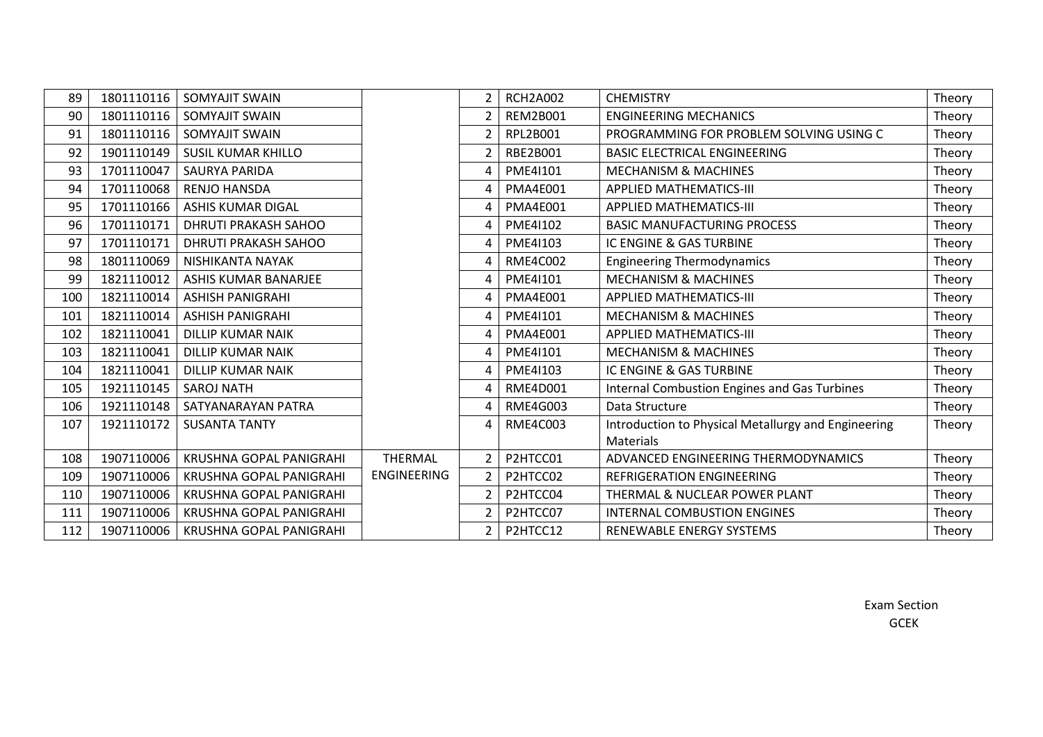| | | | | | | | |
|---|---|---|---|---|---|---|---|
| 89 | 1801110116 | SOMYAJIT SWAIN | | 2 | RCH2A002 | CHEMISTRY | Theory |
| 90 | 1801110116 | SOMYAJIT SWAIN | | 2 | REM2B001 | ENGINEERING MECHANICS | Theory |
| 91 | 1801110116 | SOMYAJIT SWAIN | | 2 | RPL2B001 | PROGRAMMING FOR PROBLEM SOLVING USING C | Theory |
| 92 | 1901110149 | SUSIL KUMAR KHILLO | | 2 | RBE2B001 | BASIC ELECTRICAL ENGINEERING | Theory |
| 93 | 1701110047 | SAURYA PARIDA | | 4 | PME4I101 | MECHANISM & MACHINES | Theory |
| 94 | 1701110068 | RENJO HANSDA | | 4 | PMA4E001 | APPLIED MATHEMATICS-III | Theory |
| 95 | 1701110166 | ASHIS KUMAR DIGAL | | 4 | PMA4E001 | APPLIED MATHEMATICS-III | Theory |
| 96 | 1701110171 | DHRUTI PRAKASH SAHOO | | 4 | PME4I102 | BASIC MANUFACTURING PROCESS | Theory |
| 97 | 1701110171 | DHRUTI PRAKASH SAHOO | | 4 | PME4I103 | IC ENGINE & GAS TURBINE | Theory |
| 98 | 1801110069 | NISHIKANTA NAYAK | | 4 | RME4C002 | Engineering Thermodynamics | Theory |
| 99 | 1821110012 | ASHIS KUMAR BANARJEE | | 4 | PME4I101 | MECHANISM & MACHINES | Theory |
| 100 | 1821110014 | ASHISH PANIGRAHI | | 4 | PMA4E001 | APPLIED MATHEMATICS-III | Theory |
| 101 | 1821110014 | ASHISH PANIGRAHI | | 4 | PME4I101 | MECHANISM & MACHINES | Theory |
| 102 | 1821110041 | DILLIP KUMAR NAIK | | 4 | PMA4E001 | APPLIED MATHEMATICS-III | Theory |
| 103 | 1821110041 | DILLIP KUMAR NAIK | | 4 | PME4I101 | MECHANISM & MACHINES | Theory |
| 104 | 1821110041 | DILLIP KUMAR NAIK | | 4 | PME4I103 | IC ENGINE & GAS TURBINE | Theory |
| 105 | 1921110145 | SAROJ NATH | | 4 | RME4D001 | Internal Combustion Engines and Gas Turbines | Theory |
| 106 | 1921110148 | SATYANARAYAN PATRA | | 4 | RME4G003 | Data Structure | Theory |
| 107 | 1921110172 | SUSANTA TANTY | | 4 | RME4C003 | Introduction to Physical Metallurgy and Engineering Materials | Theory |
| 108 | 1907110006 | KRUSHNA GOPAL PANIGRAHI | THERMAL ENGINEERING | 2 | P2HTCC01 | ADVANCED ENGINEERING THERMODYNAMICS | Theory |
| 109 | 1907110006 | KRUSHNA GOPAL PANIGRAHI | | 2 | P2HTCC02 | REFRIGERATION ENGINEERING | Theory |
| 110 | 1907110006 | KRUSHNA GOPAL PANIGRAHI | | 2 | P2HTCC04 | THERMAL & NUCLEAR POWER PLANT | Theory |
| 111 | 1907110006 | KRUSHNA GOPAL PANIGRAHI | | 2 | P2HTCC07 | INTERNAL COMBUSTION ENGINES | Theory |
| 112 | 1907110006 | KRUSHNA GOPAL PANIGRAHI | | 2 | P2HTCC12 | RENEWABLE ENERGY SYSTEMS | Theory |

Exam Section
GCEK